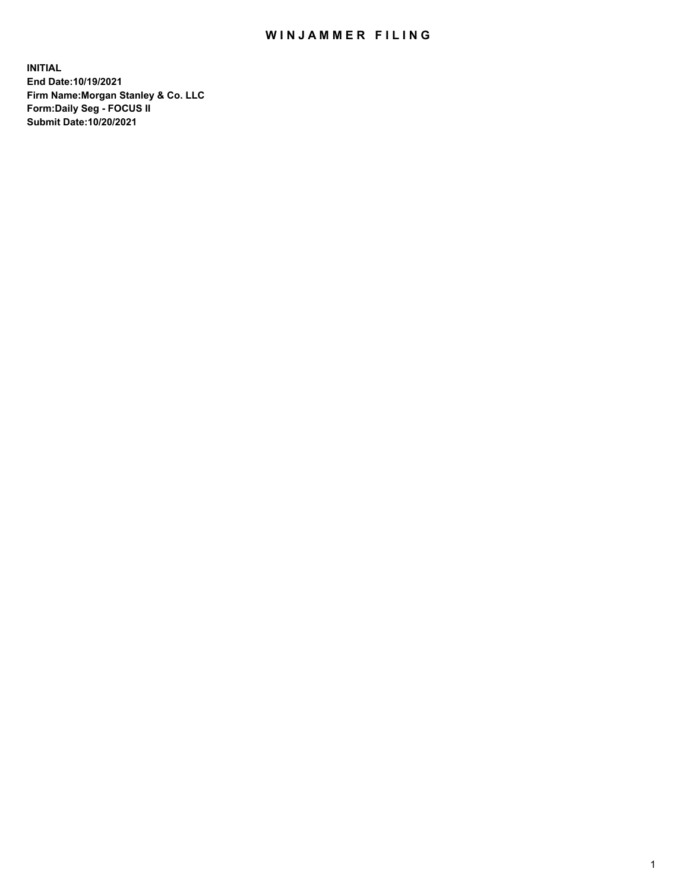# WINJAMMER FILING

**INITIAL**
**End Date:10/19/2021**
**Firm Name:Morgan Stanley & Co. LLC**
**Form:Daily Seg - FOCUS II**
**Submit Date:10/20/2021**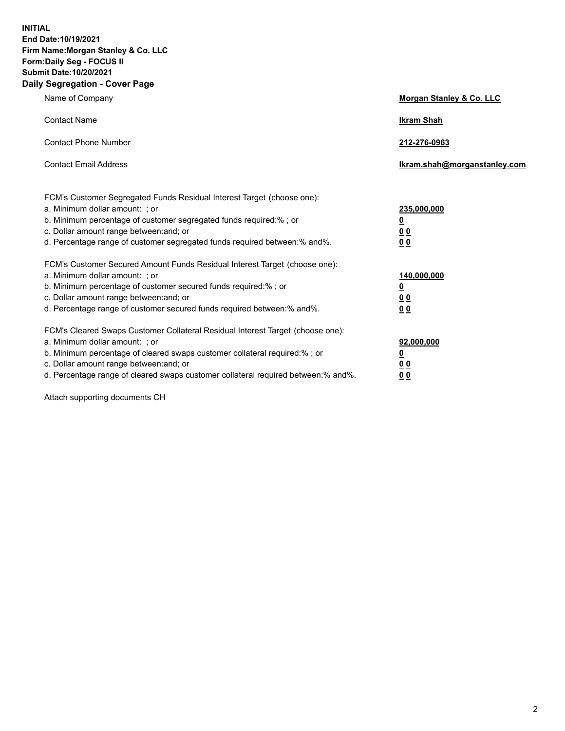**INITIAL**
**End Date:10/19/2021**
**Firm Name:Morgan Stanley & Co. LLC**
**Form:Daily Seg - FOCUS II**
**Submit Date:10/20/2021**

## Daily Segregation - Cover Page

| | |
|---|---|
| Name of Company | **Morgan Stanley & Co. LLC** |
| Contact Name | **Ikram Shah** |
| Contact Phone Number | **212-276-0963** |
| Contact Email Address | **Ikram.shah@morganstanley.com** |

| | |
|---|---|
| FCM's Customer Segregated Funds Residual Interest Target (choose one): | |
| a. Minimum dollar amount: ; or | **235,000,000** |
| b. Minimum percentage of customer segregated funds required:% ; or | **0** |
| c. Dollar amount range between:and; or | **0 0** |
| d. Percentage range of customer segregated funds required between:% and%. | **0 0** |

| | |
|---|---|
| FCM's Customer Secured Amount Funds Residual Interest Target (choose one): | |
| a. Minimum dollar amount: ; or | **140,000,000** |
| b. Minimum percentage of customer secured funds required:% ; or | **0** |
| c. Dollar amount range between:and; or | **0 0** |
| d. Percentage range of customer secured funds required between:% and%. | **0 0** |

| | |
|---|---|
| FCM's Cleared Swaps Customer Collateral Residual Interest Target (choose one): | |
| a. Minimum dollar amount: ; or | **92,000,000** |
| b. Minimum percentage of cleared swaps customer collateral required:% ; or | **0** |
| c. Dollar amount range between:and; or | **0 0** |
| d. Percentage range of cleared swaps customer collateral required between:% and%. | **0 0** |

Attach supporting documents CH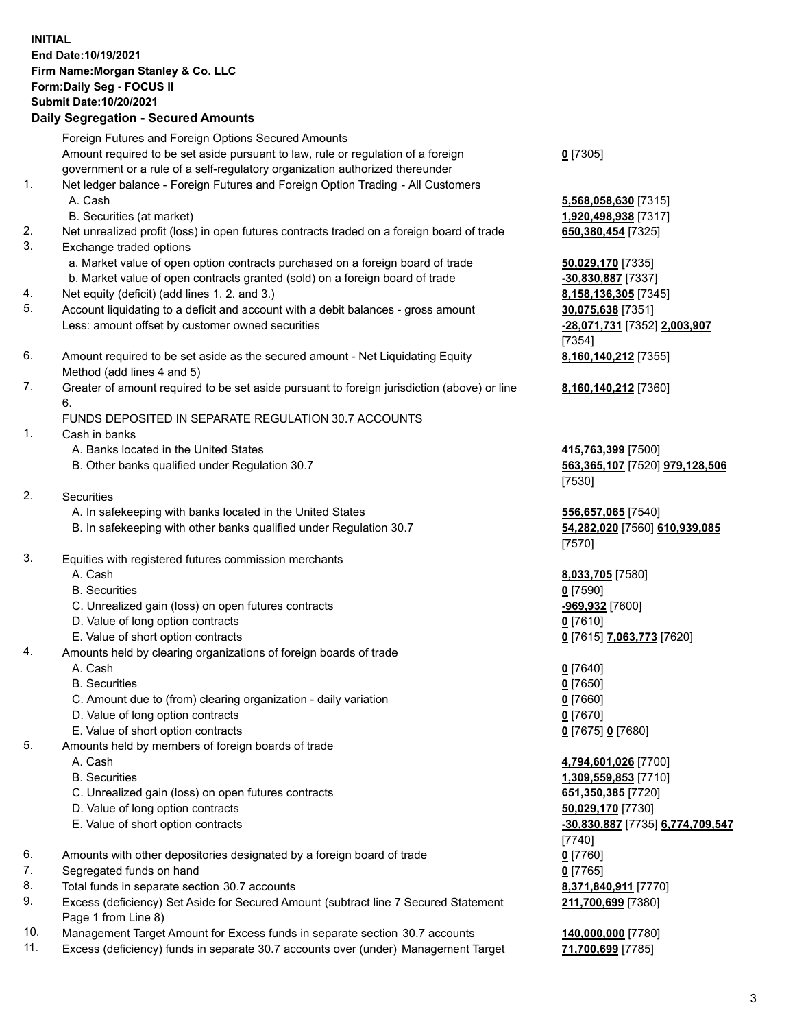**INITIAL**
**End Date:10/19/2021**
**Firm Name:Morgan Stanley & Co. LLC**
**Form:Daily Seg - FOCUS II**
**Submit Date:10/20/2021**

## Daily Segregation - Secured Amounts

| | | |
|---|---|---|
| | Foreign Futures and Foreign Options Secured Amounts | |
| | Amount required to be set aside pursuant to law, rule or regulation of a foreign government or a rule of a self-regulatory organization authorized thereunder | **0** [7305] |
| 1. | Net ledger balance - Foreign Futures and Foreign Option Trading - All Customers | |
| | A. Cash | **5,568,058,630** [7315] |
| | B. Securities (at market) | **1,920,498,938** [7317] |
| 2. | Net unrealized profit (loss) in open futures contracts traded on a foreign board of trade | **650,380,454** [7325] |
| 3. | Exchange traded options | |
| | a. Market value of open option contracts purchased on a foreign board of trade | **50,029,170** [7335] |
| | b. Market value of open contracts granted (sold) on a foreign board of trade | **-30,830,887** [7337] |
| 4. | Net equity (deficit) (add lines 1. 2. and 3.) | **8,158,136,305** [7345] |
| 5. | Account liquidating to a deficit and account with a debit balances - gross amount | **30,075,638** [7351] |
| | Less: amount offset by customer owned securities | **-28,071,731** [7352] **2,003,907** [7354] |
| 6. | Amount required to be set aside as the secured amount - Net Liquidating Equity Method (add lines 4 and 5) | **8,160,140,212** [7355] |
| 7. | Greater of amount required to be set aside pursuant to foreign jurisdiction (above) or line 6. | **8,160,140,212** [7360] |
| | FUNDS DEPOSITED IN SEPARATE REGULATION 30.7 ACCOUNTS | |
| 1. | Cash in banks | |
| | A. Banks located in the United States | **415,763,399** [7500] |
| | B. Other banks qualified under Regulation 30.7 | **563,365,107** [7520] **979,128,506** [7530] |
| 2. | Securities | |
| | A. In safekeeping with banks located in the United States | **556,657,065** [7540] |
| | B. In safekeeping with other banks qualified under Regulation 30.7 | **54,282,020** [7560] **610,939,085** [7570] |
| 3. | Equities with registered futures commission merchants | |
| | A. Cash | **8,033,705** [7580] |
| | B. Securities | **0** [7590] |
| | C. Unrealized gain (loss) on open futures contracts | **-969,932** [7600] |
| | D. Value of long option contracts | **0** [7610] |
| | E. Value of short option contracts | **0** [7615] **7,063,773** [7620] |
| 4. | Amounts held by clearing organizations of foreign boards of trade | |
| | A. Cash | **0** [7640] |
| | B. Securities | **0** [7650] |
| | C. Amount due to (from) clearing organization - daily variation | **0** [7660] |
| | D. Value of long option contracts | **0** [7670] |
| | E. Value of short option contracts | **0** [7675] **0** [7680] |
| 5. | Amounts held by members of foreign boards of trade | |
| | A. Cash | **4,794,601,026** [7700] |
| | B. Securities | **1,309,559,853** [7710] |
| | C. Unrealized gain (loss) on open futures contracts | **651,350,385** [7720] |
| | D. Value of long option contracts | **50,029,170** [7730] |
| | E. Value of short option contracts | **-30,830,887** [7735] **6,774,709,547** [7740] |
| 6. | Amounts with other depositories designated by a foreign board of trade | **0** [7760] |
| 7. | Segregated funds on hand | **0** [7765] |
| 8. | Total funds in separate section 30.7 accounts | **8,371,840,911** [7770] |
| 9. | Excess (deficiency) Set Aside for Secured Amount (subtract line 7 Secured Statement Page 1 from Line 8) | **211,700,699** [7380] |
| 10. | Management Target Amount for Excess funds in separate section 30.7 accounts | **140,000,000** [7780] |
| 11. | Excess (deficiency) funds in separate 30.7 accounts over (under) Management Target | **71,700,699** [7785] |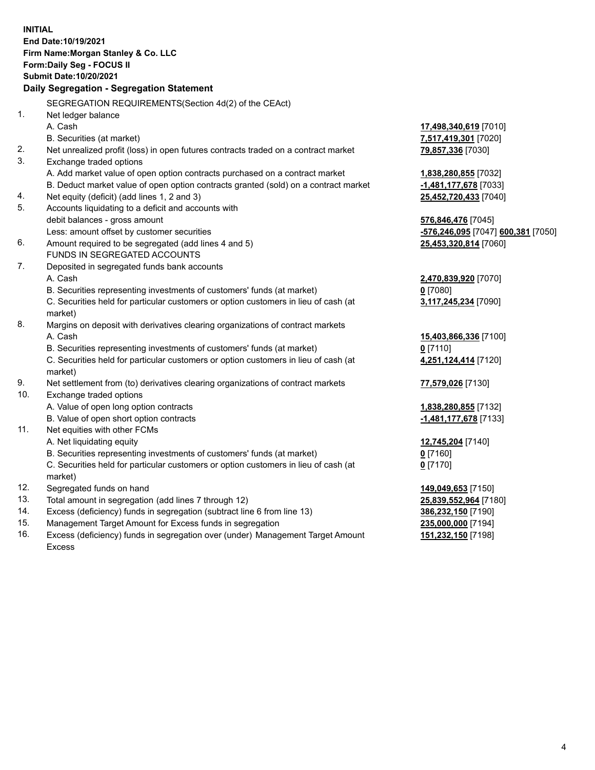**INITIAL**
**End Date:10/19/2021**
**Firm Name:Morgan Stanley & Co. LLC**
**Form:Daily Seg - FOCUS II**
**Submit Date:10/20/2021**

## Daily Segregation - Segregation Statement

SEGREGATION REQUIREMENTS(Section 4d(2) of the CEAct)

| | | |
|---|---|---|
| 1. | Net ledger balance | |
| | A. Cash | **17,498,340,619** [7010] |
| | B. Securities (at market) | **7,517,419,301** [7020] |
| 2. | Net unrealized profit (loss) in open futures contracts traded on a contract market | **79,857,336** [7030] |
| 3. | Exchange traded options | |
| | A. Add market value of open option contracts purchased on a contract market | **1,838,280,855** [7032] |
| | B. Deduct market value of open option contracts granted (sold) on a contract market | **-1,481,177,678** [7033] |
| 4. | Net equity (deficit) (add lines 1, 2 and 3) | **25,452,720,433** [7040] |
| 5. | Accounts liquidating to a deficit and accounts with | |
| | debit balances - gross amount | **576,846,476** [7045] |
| | Less: amount offset by customer securities | **-576,246,095** [7047] **600,381** [7050] |
| 6. | Amount required to be segregated (add lines 4 and 5) | **25,453,320,814** [7060] |
| | FUNDS IN SEGREGATED ACCOUNTS | |
| 7. | Deposited in segregated funds bank accounts | |
| | A. Cash | **2,470,839,920** [7070] |
| | B. Securities representing investments of customers' funds (at market) | **0** [7080] |
| | C. Securities held for particular customers or option customers in lieu of cash (at market) | **3,117,245,234** [7090] |
| 8. | Margins on deposit with derivatives clearing organizations of contract markets | |
| | A. Cash | **15,403,866,336** [7100] |
| | B. Securities representing investments of customers' funds (at market) | **0** [7110] |
| | C. Securities held for particular customers or option customers in lieu of cash (at market) | **4,251,124,414** [7120] |
| 9. | Net settlement from (to) derivatives clearing organizations of contract markets | **77,579,026** [7130] |
| 10. | Exchange traded options | |
| | A. Value of open long option contracts | **1,838,280,855** [7132] |
| | B. Value of open short option contracts | **-1,481,177,678** [7133] |
| 11. | Net equities with other FCMs | |
| | A. Net liquidating equity | **12,745,204** [7140] |
| | B. Securities representing investments of customers' funds (at market) | **0** [7160] |
| | C. Securities held for particular customers or option customers in lieu of cash (at market) | **0** [7170] |
| 12. | Segregated funds on hand | **149,049,653** [7150] |
| 13. | Total amount in segregation (add lines 7 through 12) | **25,839,552,964** [7180] |
| 14. | Excess (deficiency) funds in segregation (subtract line 6 from line 13) | **386,232,150** [7190] |
| 15. | Management Target Amount for Excess funds in segregation | **235,000,000** [7194] |
| 16. | Excess (deficiency) funds in segregation over (under) Management Target Amount Excess | **151,232,150** [7198] |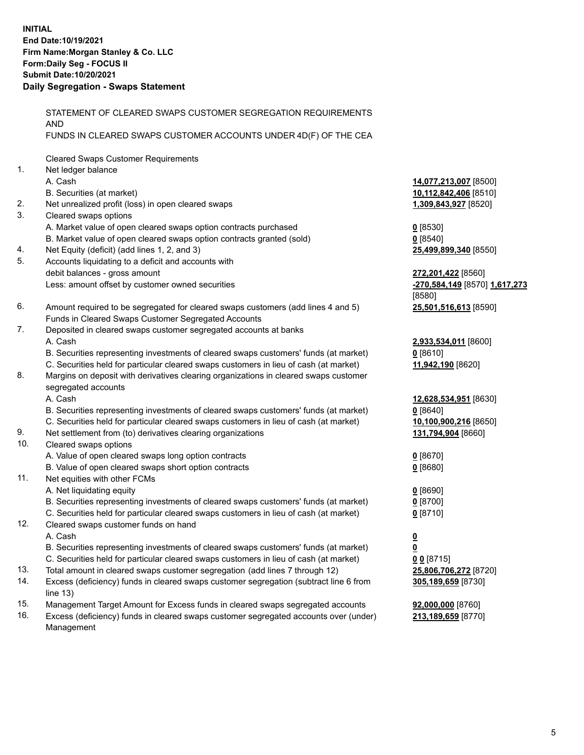**INITIAL**
**End Date:10/19/2021**
**Firm Name:Morgan Stanley & Co. LLC**
**Form:Daily Seg - FOCUS II**
**Submit Date:10/20/2021**
**Daily Segregation - Swaps Statement**

STATEMENT OF CLEARED SWAPS CUSTOMER SEGREGATION REQUIREMENTS AND
FUNDS IN CLEARED SWAPS CUSTOMER ACCOUNTS UNDER 4D(F) OF THE CEA

| | | |
|---|---|---|
| | Cleared Swaps Customer Requirements | |
| 1. | Net ledger balance | |
| | A. Cash | **14,077,213,007** [8500] |
| | B. Securities (at market) | **10,112,842,406** [8510] |
| 2. | Net unrealized profit (loss) in open cleared swaps | **1,309,843,927** [8520] |
| 3. | Cleared swaps options | |
| | A. Market value of open cleared swaps option contracts purchased | **0** [8530] |
| | B. Market value of open cleared swaps option contracts granted (sold) | **0** [8540] |
| 4. | Net Equity (deficit) (add lines 1, 2, and 3) | **25,499,899,340** [8550] |
| 5. | Accounts liquidating to a deficit and accounts with debit balances - gross amount | **272,201,422** [8560] |
| | Less: amount offset by customer owned securities | **-270,584,149** [8570] **1,617,273** [8580] |
| 6. | Amount required to be segregated for cleared swaps customers (add lines 4 and 5) | **25,501,516,613** [8590] |
| | Funds in Cleared Swaps Customer Segregated Accounts | |
| 7. | Deposited in cleared swaps customer segregated accounts at banks | |
| | A. Cash | **2,933,534,011** [8600] |
| | B. Securities representing investments of cleared swaps customers' funds (at market) | **0** [8610] |
| | C. Securities held for particular cleared swaps customers in lieu of cash (at market) | **11,942,190** [8620] |
| 8. | Margins on deposit with derivatives clearing organizations in cleared swaps customer segregated accounts | |
| | A. Cash | **12,628,534,951** [8630] |
| | B. Securities representing investments of cleared swaps customers' funds (at market) | **0** [8640] |
| | C. Securities held for particular cleared swaps customers in lieu of cash (at market) | **10,100,900,216** [8650] |
| 9. | Net settlement from (to) derivatives clearing organizations | **131,794,904** [8660] |
| 10. | Cleared swaps options | |
| | A. Value of open cleared swaps long option contracts | **0** [8670] |
| | B. Value of open cleared swaps short option contracts | **0** [8680] |
| 11. | Net equities with other FCMs | |
| | A. Net liquidating equity | **0** [8690] |
| | B. Securities representing investments of cleared swaps customers' funds (at market) | **0** [8700] |
| | C. Securities held for particular cleared swaps customers in lieu of cash (at market) | **0** [8710] |
| 12. | Cleared swaps customer funds on hand | |
| | A. Cash | **0** |
| | B. Securities representing investments of cleared swaps customers' funds (at market) | **0** |
| | C. Securities held for particular cleared swaps customers in lieu of cash (at market) | **0** **0** [8715] |
| 13. | Total amount in cleared swaps customer segregation (add lines 7 through 12) | **25,806,706,272** [8720] |
| 14. | Excess (deficiency) funds in cleared swaps customer segregation (subtract line 6 from line 13) | **305,189,659** [8730] |
| 15. | Management Target Amount for Excess funds in cleared swaps segregated accounts | **92,000,000** [8760] |
| 16. | Excess (deficiency) funds in cleared swaps customer segregated accounts over (under) Management | **213,189,659** [8770] |